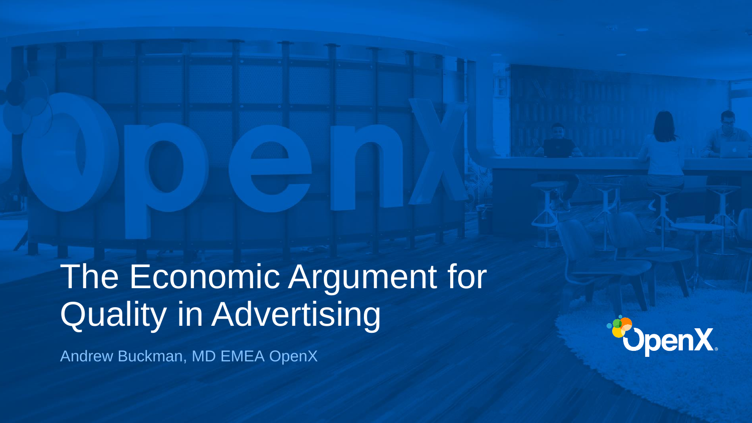# The Economic Argument for Quality in Advertising

Andrew Buckman, MD EMEA OpenX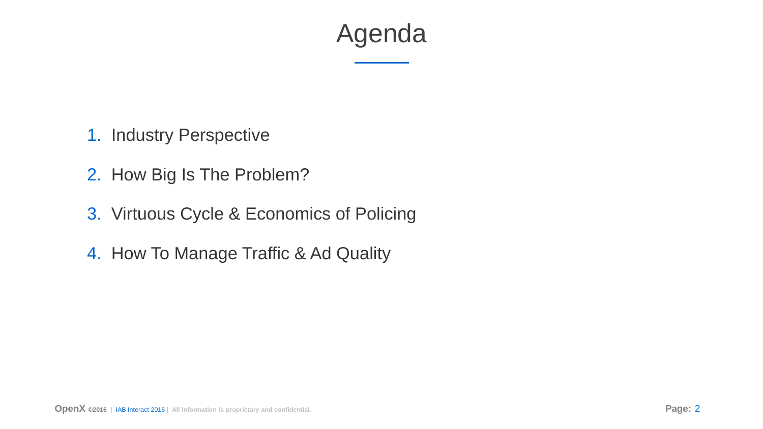# Agenda

1. Industry Perspective
2. How Big Is The Problem?
3. Virtuous Cycle & Economics of Policing
4. How To Manage Traffic & Ad Quality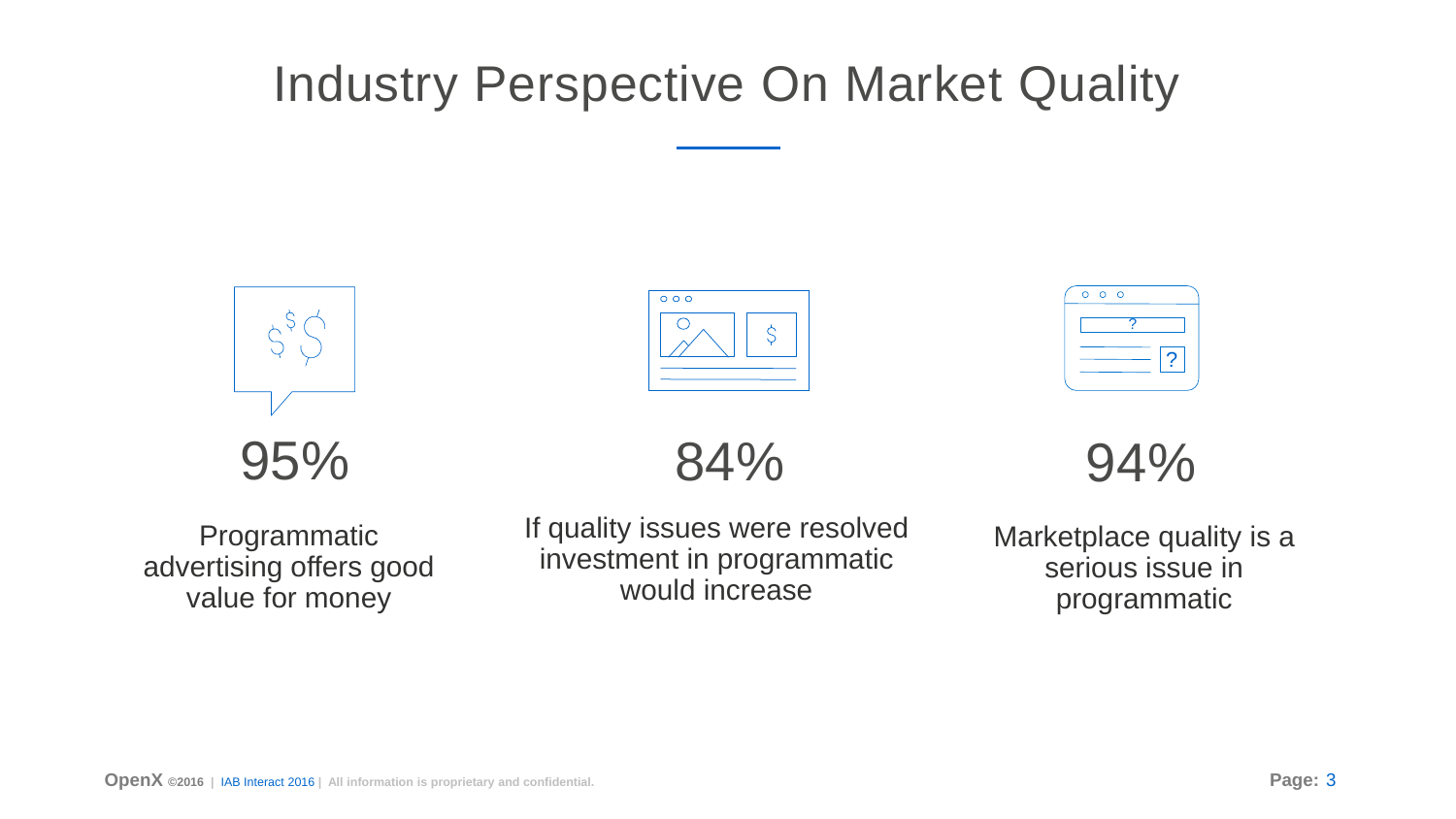# Industry Perspective On Market Quality

**95%**

Programmatic advertising offers good value for money

**84%**

If quality issues were resolved investment in programmatic would increase

**94%**

Marketplace quality is a serious issue in programmatic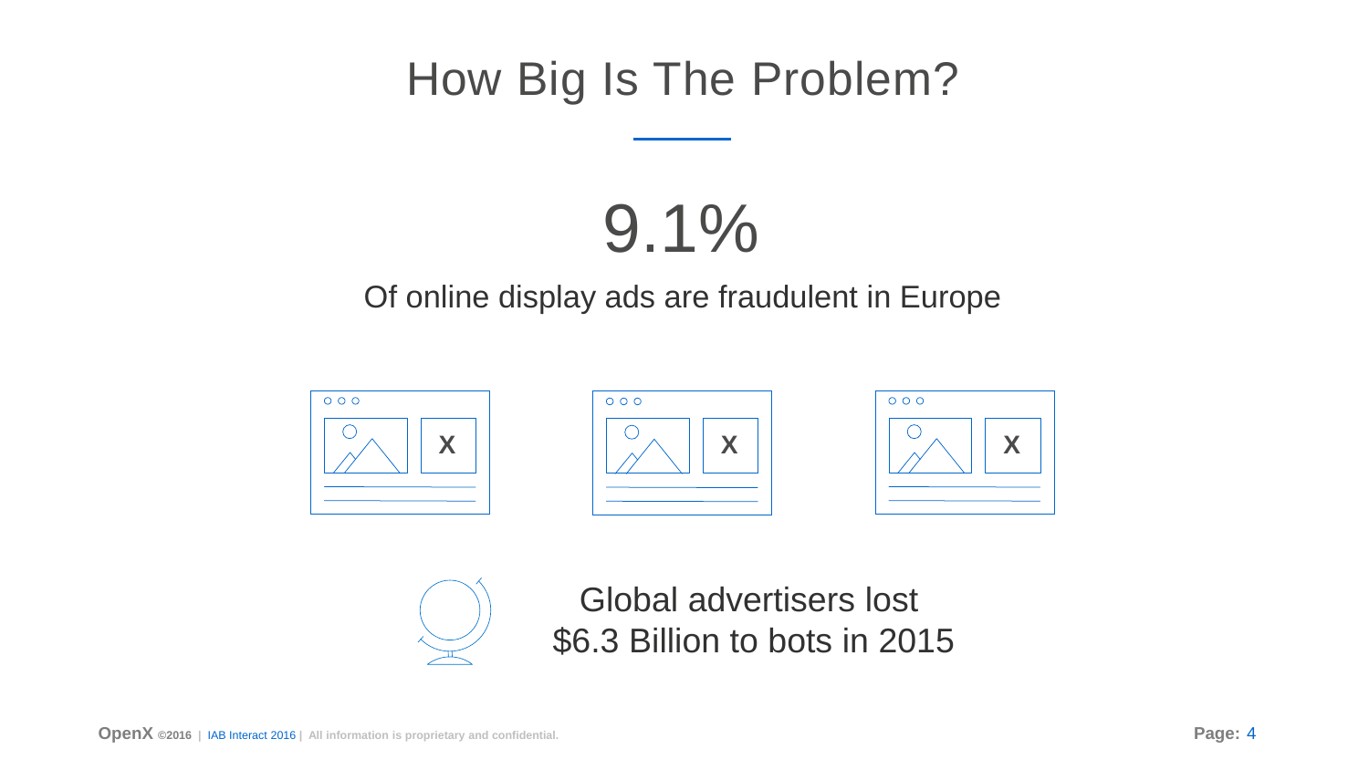# How Big Is The Problem?

## 9.1%

Of online display ads are fraudulent in Europe

Global advertisers lost
$6.3 Billion to bots in 2015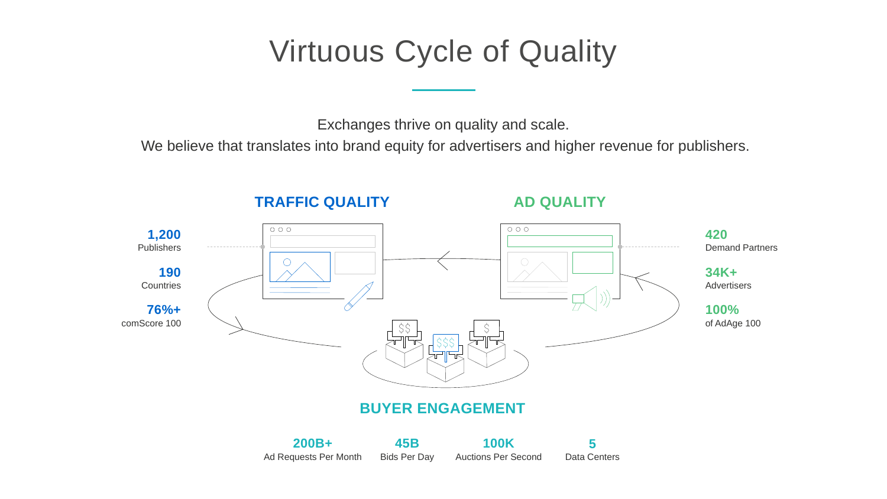# Virtuous Cycle of Quality

Exchanges thrive on quality and scale.
We believe that translates into brand equity for advertisers and higher revenue for publishers.

## TRAFFIC QUALITY

**1,200**
Publishers

**190**
Countries

**76%+**
comScore 100

## AD QUALITY

**420**
Demand Partners

**34K+**
Advertisers

**100%**
of AdAge 100

## BUYER ENGAGEMENT

**200B+**
Ad Requests Per Month

**45B**
Bids Per Day

**100K**
Auctions Per Second

**5**
Data Centers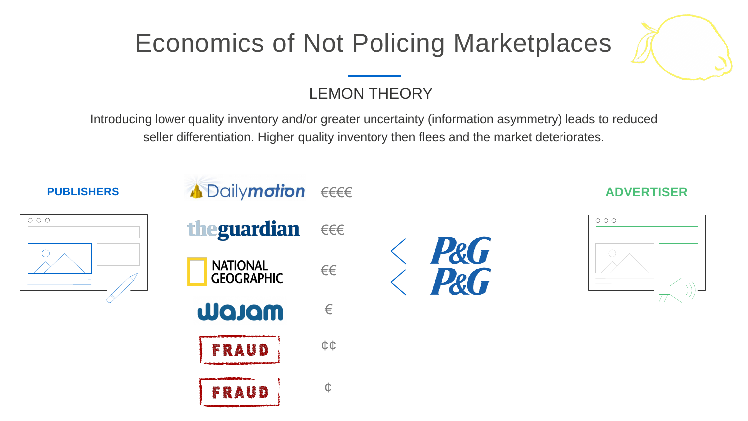# Economics of Not Policing Marketplaces

## LEMON THEORY

Introducing lower quality inventory and/or greater uncertainty (information asymmetry) leads to reduced seller differentiation. Higher quality inventory then flees and the market deteriorates.

**PUBLISHERS**

| Publisher | Price |
|---|---|
| Dailymotion | €€€€ |
| theguardian | €€€ |
| NATIONAL GEOGRAPHIC | €€ |
| Wajam | € |
| FRAUD | ¢¢ |
| FRAUD | ¢ |

**ADVERTISER**

P&G

P&G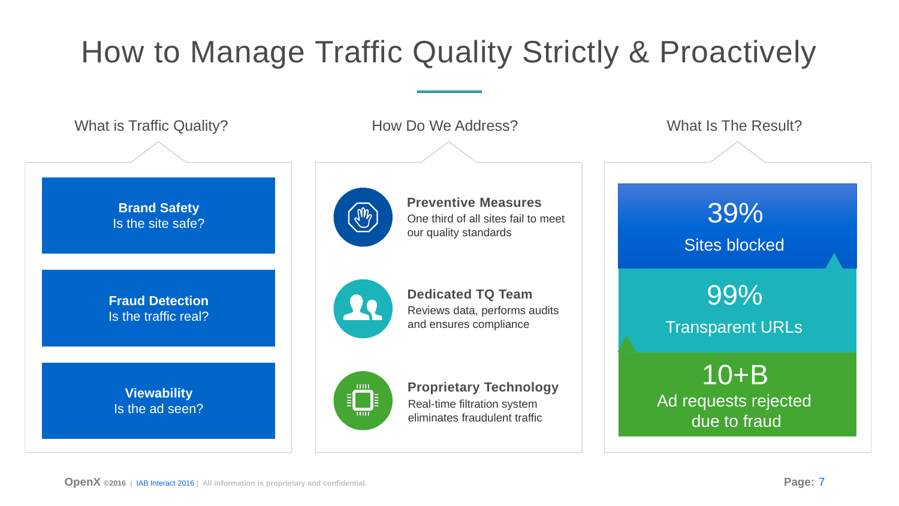# How to Manage Traffic Quality Strictly & Proactively

## What is Traffic Quality?

**Brand Safety**
Is the site safe?

**Fraud Detection**
Is the traffic real?

**Viewability**
Is the ad seen?

## How Do We Address?

**Preventive Measures**
One third of all sites fail to meet our quality standards

**Dedicated TQ Team**
Reviews data, performs audits and ensures compliance

**Proprietary Technology**
Real-time filtration system eliminates fraudulent traffic

## What Is The Result?

39%
Sites blocked

99%
Transparent URLs

10+B
Ad requests rejected due to fraud

**OpenX** ©2016 | IAB Interact 2016 | All information is proprietary and confidential.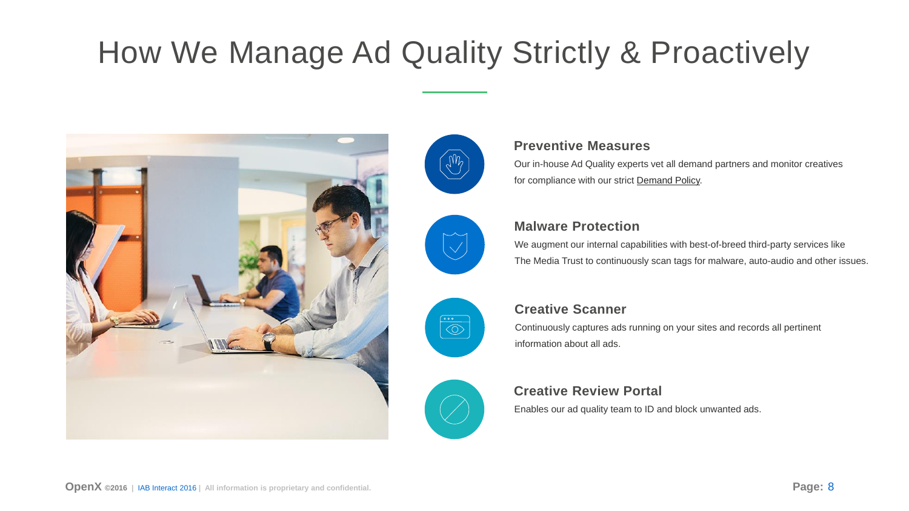# How We Manage Ad Quality Strictly & Proactively

### Preventive Measures

Our in-house Ad Quality experts vet all demand partners and monitor creatives for compliance with our strict Demand Policy.

### Malware Protection

We augment our internal capabilities with best-of-breed third-party services like The Media Trust to continuously scan tags for malware, auto-audio and other issues.

### Creative Scanner

Continuously captures ads running on your sites and records all pertinent information about all ads.

### Creative Review Portal

Enables our ad quality team to ID and block unwanted ads.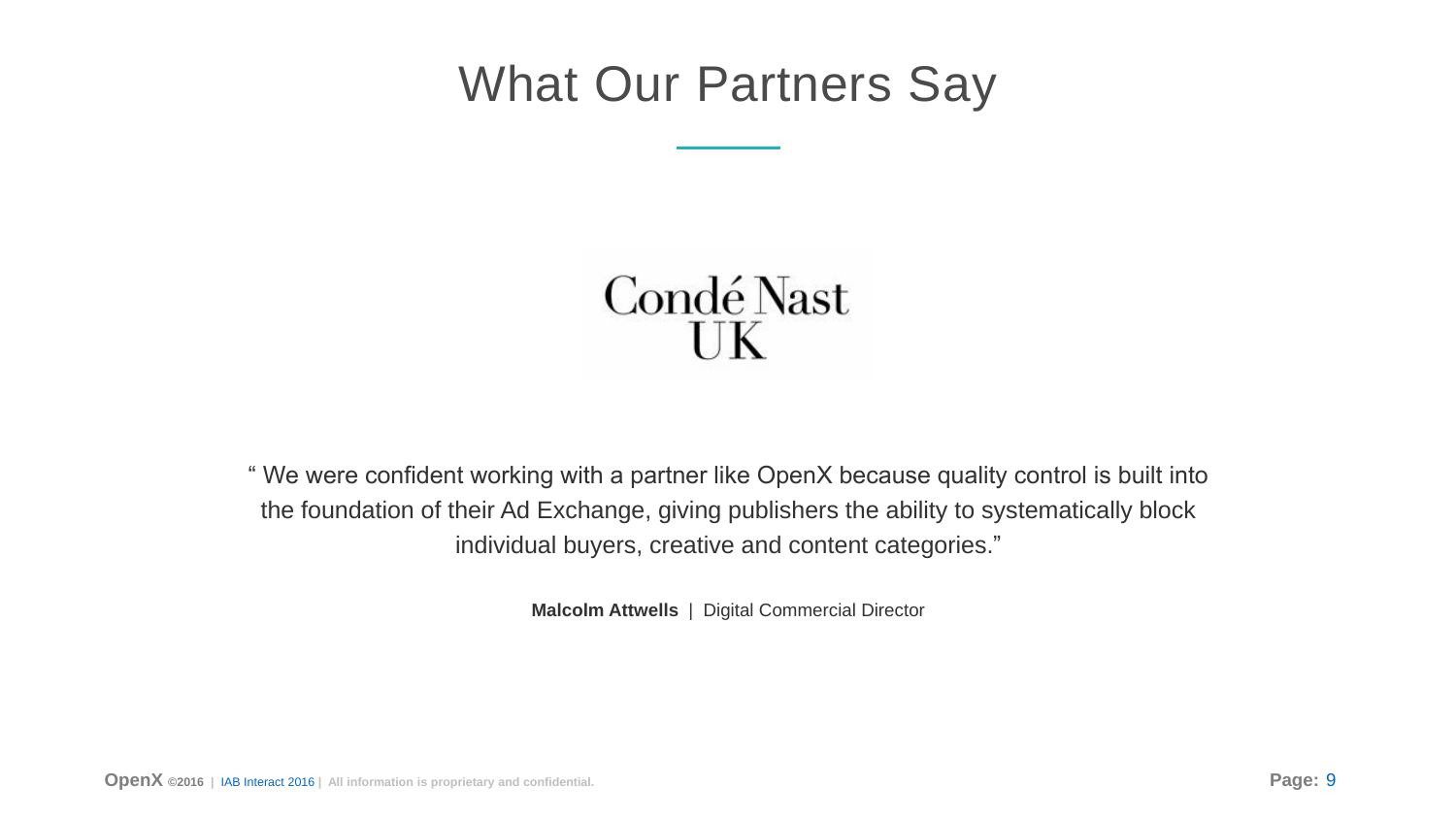# What Our Partners Say

Condé Nast UK

" We were confident working with a partner like OpenX because quality control is built into the foundation of their Ad Exchange, giving publishers the ability to systematically block individual buyers, creative and content categories."

**Malcolm Attwells** | Digital Commercial Director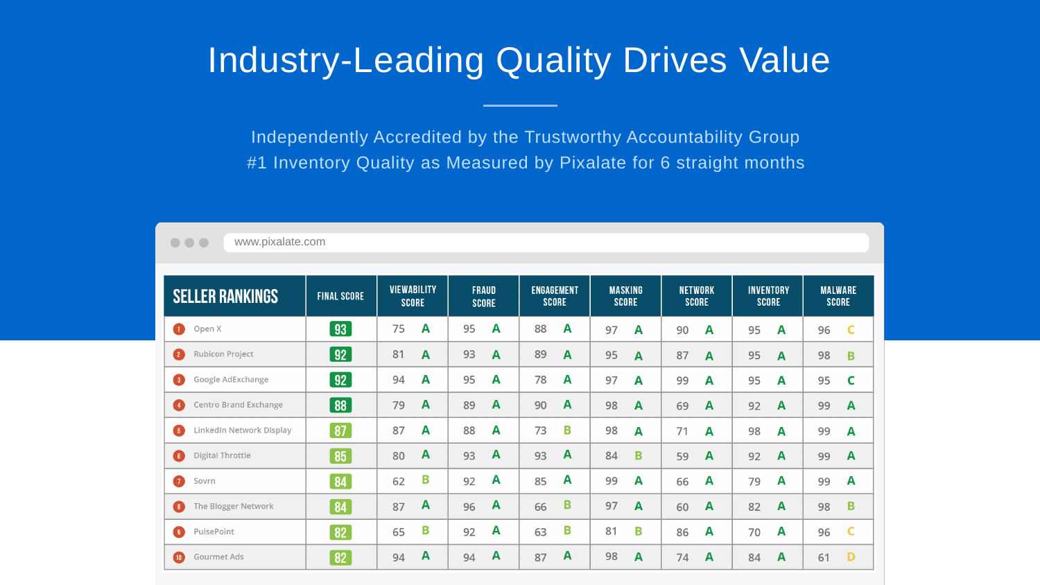# Industry-Leading Quality Drives Value

Independently Accredited by the Trustworthy Accountability Group

#1 Inventory Quality as Measured by Pixalate for 6 straight months

www.pixalate.com

| SELLER RANKINGS | FINAL SCORE | VIEWABILITY SCORE | | FRAUD SCORE | | ENGAGEMENT SCORE | | MASKING SCORE | | NETWORK SCORE | | INVENTORY SCORE | | MALWARE SCORE | |
|---|---|---|---|---|---|---|---|---|---|---|---|---|---|---|---|
| 1 Open X | 93 | 75 | A | 95 | A | 88 | A | 97 | A | 90 | A | 95 | A | 96 | C |
| 2 Rubicon Project | 92 | 81 | A | 93 | A | 89 | A | 95 | A | 87 | A | 95 | A | 98 | B |
| 3 Google AdExchange | 92 | 94 | A | 95 | A | 78 | A | 97 | A | 99 | A | 95 | A | 95 | C |
| 4 Centro Brand Exchange | 88 | 79 | A | 89 | A | 90 | A | 98 | A | 69 | A | 92 | A | 99 | A |
| 5 LinkedIn Network Display | 87 | 87 | A | 88 | A | 73 | B | 98 | A | 71 | A | 98 | A | 99 | A |
| 6 Digital Throttle | 85 | 80 | A | 93 | A | 93 | A | 84 | B | 59 | A | 92 | A | 99 | A |
| 7 Sovrn | 84 | 62 | B | 92 | A | 85 | A | 99 | A | 66 | A | 79 | A | 99 | A |
| 8 The Blogger Network | 84 | 87 | A | 96 | A | 66 | B | 97 | A | 60 | A | 82 | A | 98 | B |
| 9 PulsePoint | 82 | 65 | B | 92 | A | 63 | B | 81 | B | 86 | A | 70 | A | 96 | C |
| 10 Gourmet Ads | 82 | 94 | A | 94 | A | 87 | A | 98 | A | 74 | A | 84 | A | 61 | D |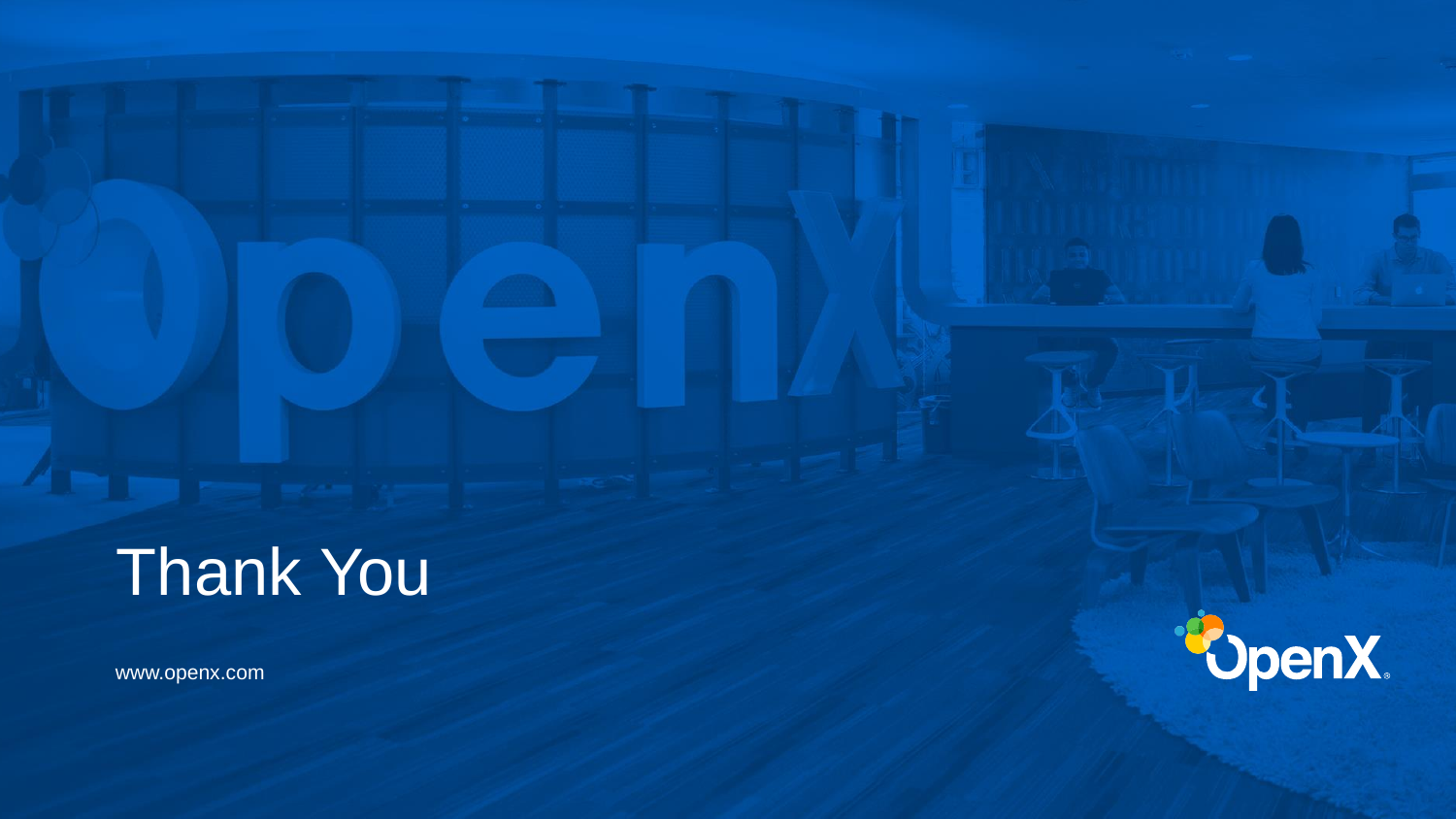# Thank You

www.openx.com